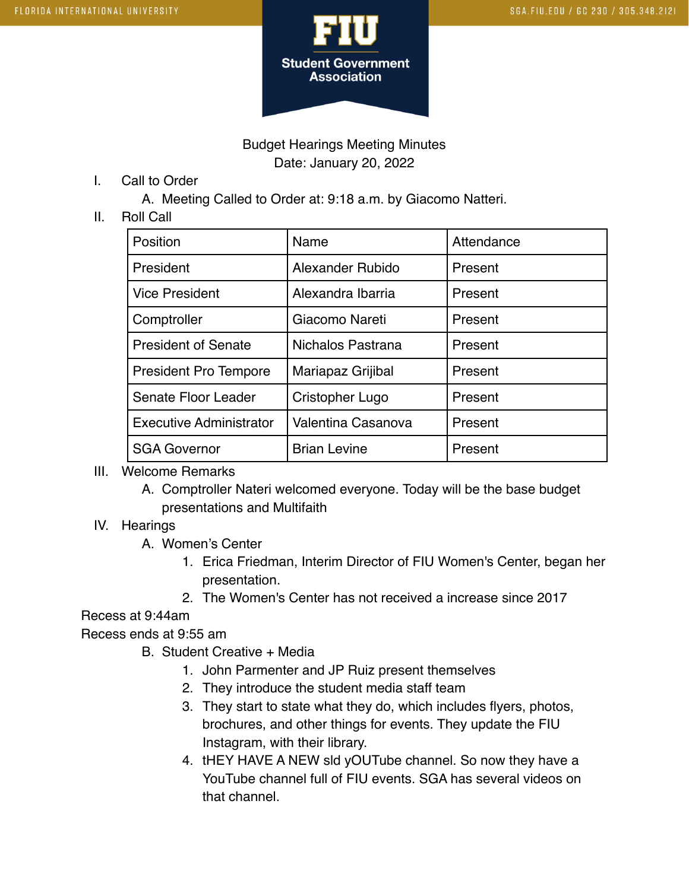# Budget Hearings Meeting Minutes

Date: January 20, 2022

I. Call to Order
   A. Meeting Called to Order at: 9:18 a.m. by Giacomo Natteri.

II. Roll Call

| Position | Name | Attendance |
|---|---|---|
| President | Alexander Rubido | Present |
| Vice President | Alexandra Ibarria | Present |
| Comptroller | Giacomo Nareti | Present |
| President of Senate | Nichalos Pastrana | Present |
| President Pro Tempore | Mariapaz Grijibal | Present |
| Senate Floor Leader | Cristopher Lugo | Present |
| Executive Administrator | Valentina Casanova | Present |
| SGA Governor | Brian Levine | Present |

III. Welcome Remarks
   A. Comptroller Nateri welcomed everyone. Today will be the base budget presentations and Multifaith

IV. Hearings
   A. Women's Center
      1. Erica Friedman, Interim Director of FIU Women's Center, began her presentation.
      2. The Women's Center has not received a increase since 2017

Recess at 9:44am

Recess ends at 9:55 am

   B. Student Creative + Media
      1. John Parmenter and JP Ruiz present themselves
      2. They introduce the student media staff team
      3. They start to state what they do, which includes flyers, photos, brochures, and other things for events. They update the FIU Instagram, with their library.
      4. tHEY HAVE A NEW sld yOUTube channel. So now they have a YouTube channel full of FIU events. SGA has several videos on that channel.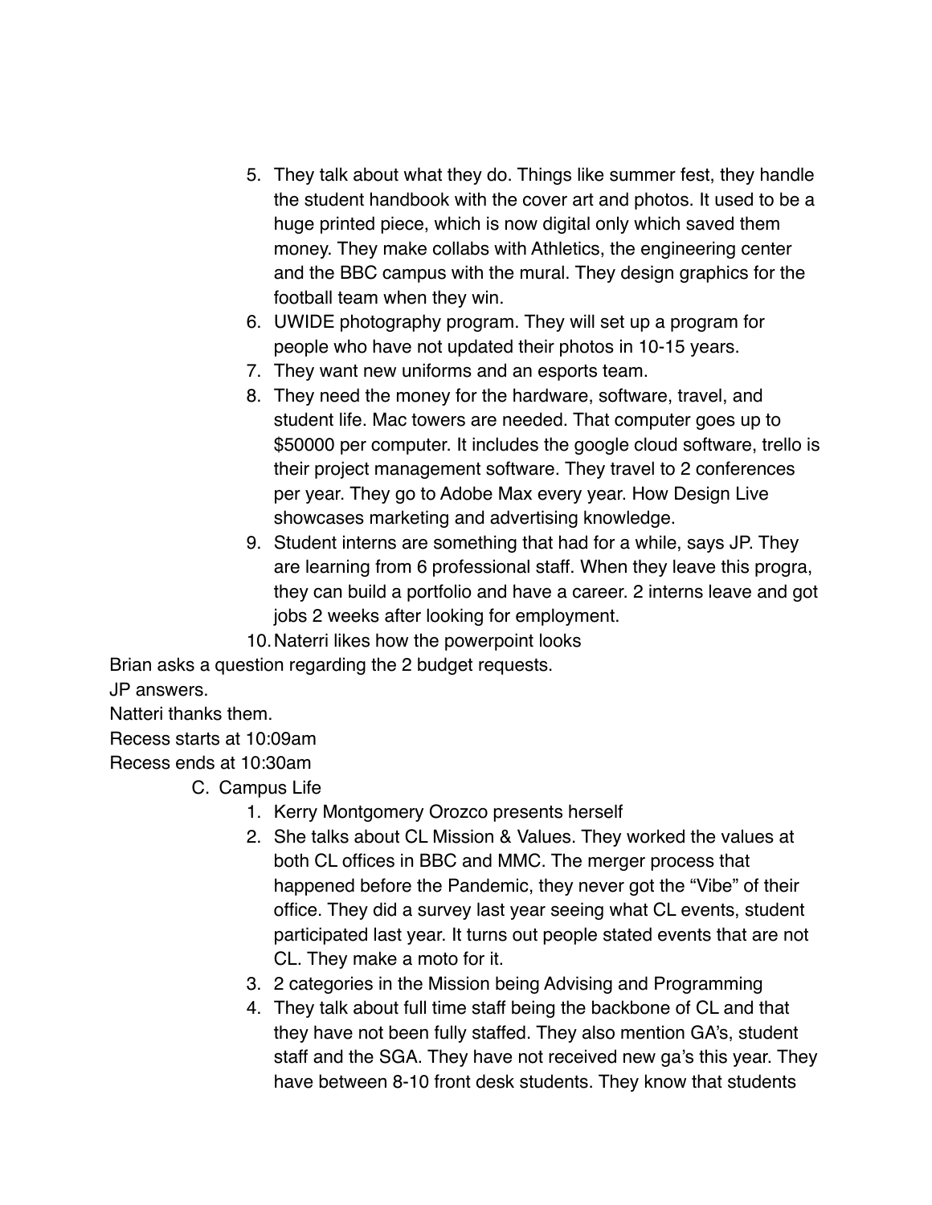5. They talk about what they do. Things like summer fest, they handle the student handbook with the cover art and photos. It used to be a huge printed piece, which is now digital only which saved them money. They make collabs with Athletics, the engineering center and the BBC campus with the mural. They design graphics for the football team when they win.
6. UWIDE photography program. They will set up a program for people who have not updated their photos in 10-15 years.
7. They want new uniforms and an esports team.
8. They need the money for the hardware, software, travel, and student life. Mac towers are needed. That computer goes up to $50000 per computer. It includes the google cloud software, trello is their project management software. They travel to 2 conferences per year. They go to Adobe Max every year. How Design Live showcases marketing and advertising knowledge.
9. Student interns are something that had for a while, says JP. They are learning from 6 professional staff. When they leave this progra, they can build a portfolio and have a career. 2 interns leave and got jobs 2 weeks after looking for employment.
10. Naterri likes how the powerpoint looks

Brian asks a question regarding the 2 budget requests.

JP answers.

Natteri thanks them.

Recess starts at 10:09am

Recess ends at 10:30am

C. Campus Life

1. Kerry Montgomery Orozco presents herself
2. She talks about CL Mission & Values. They worked the values at both CL offices in BBC and MMC. The merger process that happened before the Pandemic, they never got the "Vibe" of their office. They did a survey last year seeing what CL events, student participated last year. It turns out people stated events that are not CL. They make a moto for it.
3. 2 categories in the Mission being Advising and Programming
4. They talk about full time staff being the backbone of CL and that they have not been fully staffed. They also mention GA's, student staff and the SGA. They have not received new ga's this year. They have between 8-10 front desk students. They know that students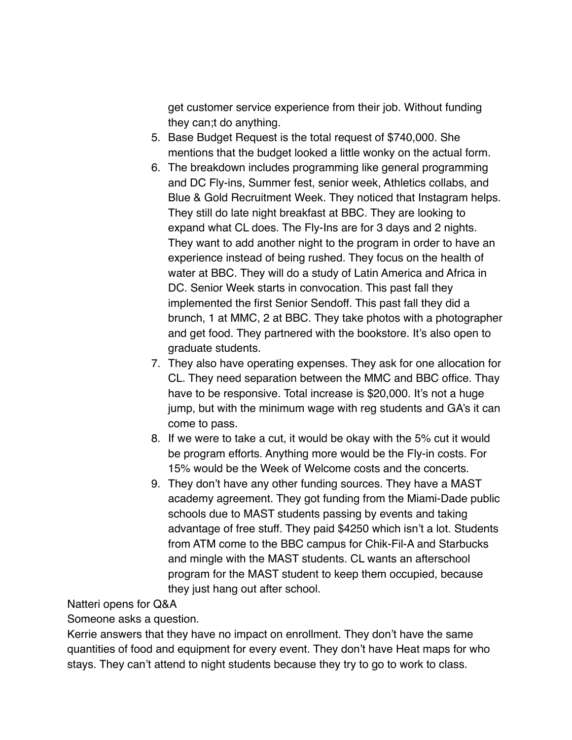get customer service experience from their job. Without funding they can;t do anything.

5. Base Budget Request is the total request of $740,000. She mentions that the budget looked a little wonky on the actual form.
6. The breakdown includes programming like general programming and DC Fly-ins, Summer fest, senior week, Athletics collabs, and Blue & Gold Recruitment Week. They noticed that Instagram helps. They still do late night breakfast at BBC. They are looking to expand what CL does. The Fly-Ins are for 3 days and 2 nights. They want to add another night to the program in order to have an experience instead of being rushed. They focus on the health of water at BBC. They will do a study of Latin America and Africa in DC. Senior Week starts in convocation. This past fall they implemented the first Senior Sendoff. This past fall they did a brunch, 1 at MMC, 2 at BBC. They take photos with a photographer and get food. They partnered with the bookstore. It's also open to graduate students.
7. They also have operating expenses. They ask for one allocation for CL. They need separation between the MMC and BBC office. Thay have to be responsive. Total increase is $20,000. It's not a huge jump, but with the minimum wage with reg students and GA's it can come to pass.
8. If we were to take a cut, it would be okay with the 5% cut it would be program efforts. Anything more would be the Fly-in costs. For 15% would be the Week of Welcome costs and the concerts.
9. They don't have any other funding sources. They have a MAST academy agreement. They got funding from the Miami-Dade public schools due to MAST students passing by events and taking advantage of free stuff. They paid $4250 which isn't a lot. Students from ATM come to the BBC campus for Chik-Fil-A and Starbucks and mingle with the MAST students. CL wants an afterschool program for the MAST student to keep them occupied, because they just hang out after school.

Natteri opens for Q&A

Someone asks a question.

Kerrie answers that they have no impact on enrollment. They don't have the same quantities of food and equipment for every event. They don't have Heat maps for who stays. They can't attend to night students because they try to go to work to class.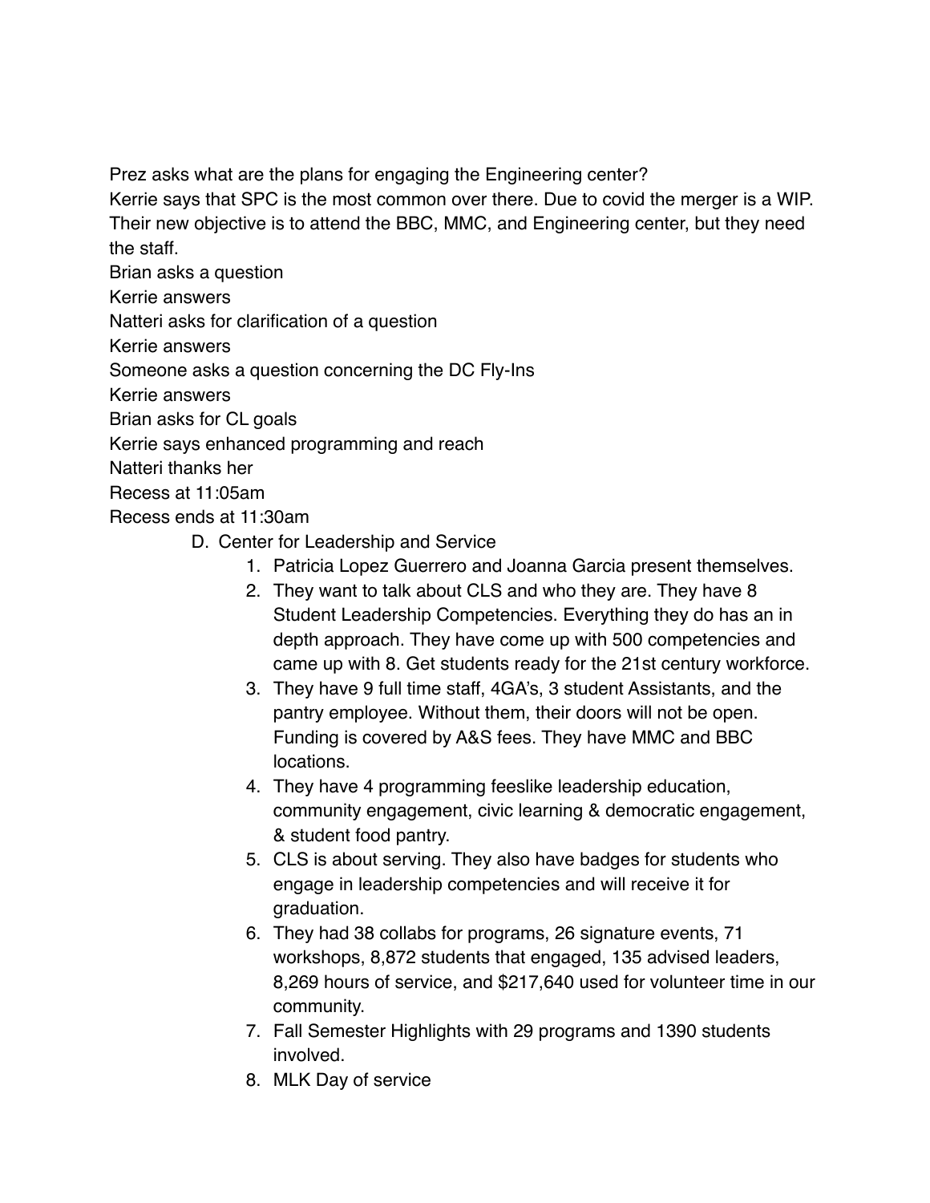Prez asks what are the plans for engaging the Engineering center?

Kerrie says that SPC is the most common over there. Due to covid the merger is a WIP. Their new objective is to attend the BBC, MMC, and Engineering center, but they need the staff.

Brian asks a question

Kerrie answers

Natteri asks for clarification of a question

Kerrie answers

Someone asks a question concerning the DC Fly-Ins

Kerrie answers

Brian asks for CL goals

Kerrie says enhanced programming and reach

Natteri thanks her

Recess at 11:05am

Recess ends at 11:30am

D. Center for Leadership and Service

1. Patricia Lopez Guerrero and Joanna Garcia present themselves.
2. They want to talk about CLS and who they are. They have 8 Student Leadership Competencies. Everything they do has an in depth approach. They have come up with 500 competencies and came up with 8. Get students ready for the 21st century workforce.
3. They have 9 full time staff, 4GA's, 3 student Assistants, and the pantry employee. Without them, their doors will not be open. Funding is covered by A&S fees. They have MMC and BBC locations.
4. They have 4 programming feeslike leadership education, community engagement, civic learning & democratic engagement, & student food pantry.
5. CLS is about serving. They also have badges for students who engage in leadership competencies and will receive it for graduation.
6. They had 38 collabs for programs, 26 signature events, 71 workshops, 8,872 students that engaged, 135 advised leaders, 8,269 hours of service, and $217,640 used for volunteer time in our community.
7. Fall Semester Highlights with 29 programs and 1390 students involved.
8. MLK Day of service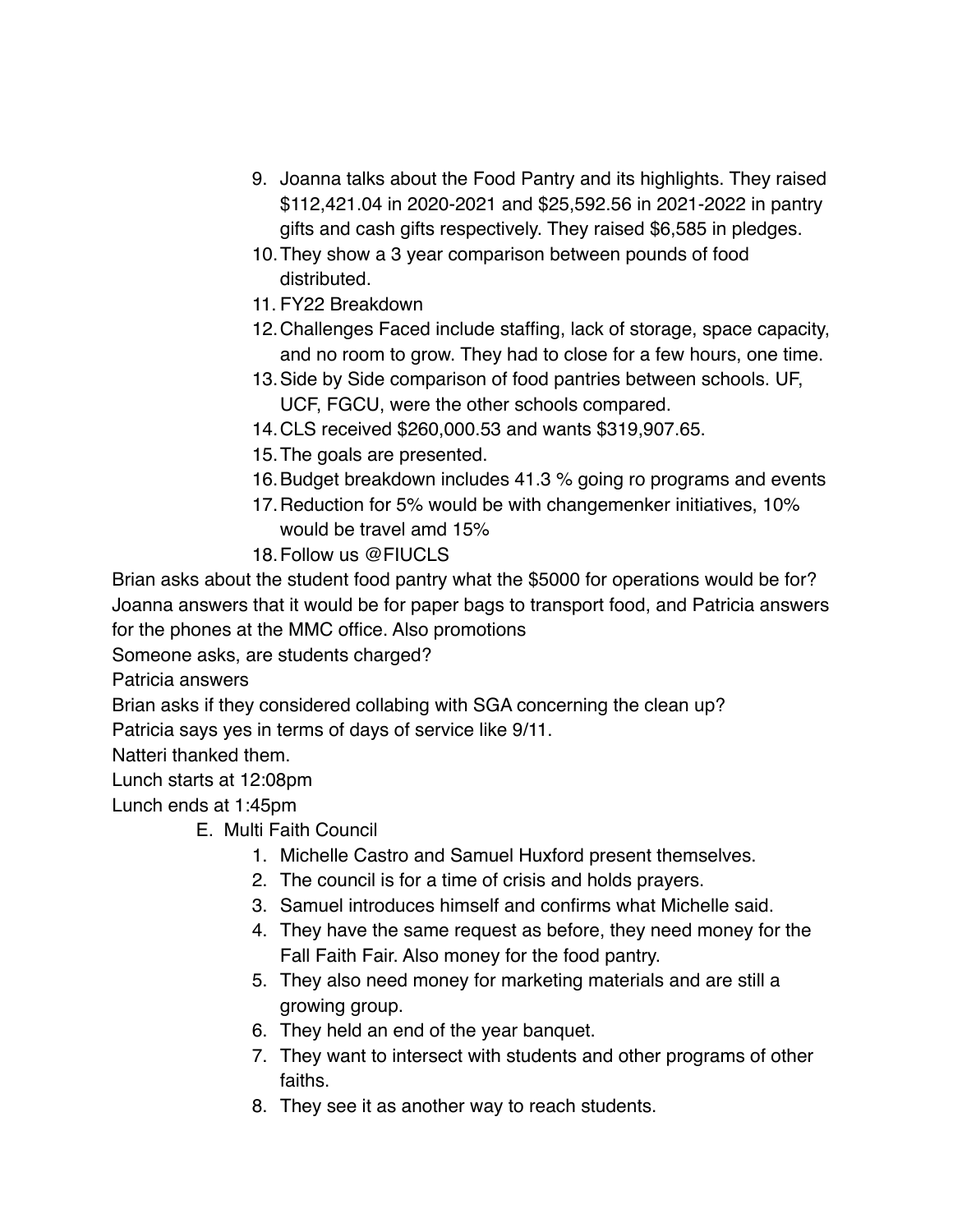9. Joanna talks about the Food Pantry and its highlights. They raised $112,421.04 in 2020-2021 and $25,592.56 in 2021-2022 in pantry gifts and cash gifts respectively. They raised $6,585 in pledges.
10. They show a 3 year comparison between pounds of food distributed.
11. FY22 Breakdown
12. Challenges Faced include staffing, lack of storage, space capacity, and no room to grow. They had to close for a few hours, one time.
13. Side by Side comparison of food pantries between schools. UF, UCF, FGCU, were the other schools compared.
14. CLS received $260,000.53 and wants $319,907.65.
15. The goals are presented.
16. Budget breakdown includes 41.3 % going ro programs and events
17. Reduction for 5% would be with changemenker initiatives, 10% would be travel amd 15%
18. Follow us @FIUCLS

Brian asks about the student food pantry what the $5000 for operations would be for?
Joanna answers that it would be for paper bags to transport food, and Patricia answers for the phones at the MMC office. Also promotions
Someone asks, are students charged?
Patricia answers
Brian asks if they considered collabing with SGA concerning the clean up?
Patricia says yes in terms of days of service like 9/11.
Natteri thanked them.
Lunch starts at 12:08pm
Lunch ends at 1:45pm

E. Multi Faith Council
    1. Michelle Castro and Samuel Huxford present themselves.
    2. The council is for a time of crisis and holds prayers.
    3. Samuel introduces himself and confirms what Michelle said.
    4. They have the same request as before, they need money for the Fall Faith Fair. Also money for the food pantry.
    5. They also need money for marketing materials and are still a growing group.
    6. They held an end of the year banquet.
    7. They want to intersect with students and other programs of other faiths.
    8. They see it as another way to reach students.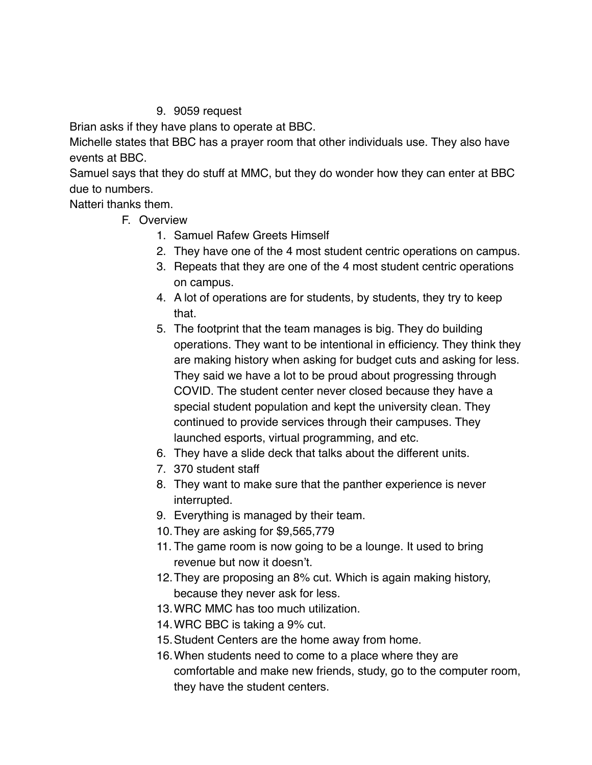9. 9059 request

Brian asks if they have plans to operate at BBC.
Michelle states that BBC has a prayer room that other individuals use. They also have events at BBC.
Samuel says that they do stuff at MMC, but they do wonder how they can enter at BBC due to numbers.
Natteri thanks them.

F. Overview
   1. Samuel Rafew Greets Himself
   2. They have one of the 4 most student centric operations on campus.
   3. Repeats that they are one of the 4 most student centric operations on campus.
   4. A lot of operations are for students, by students, they try to keep that.
   5. The footprint that the team manages is big. They do building operations. They want to be intentional in efficiency. They think they are making history when asking for budget cuts and asking for less. They said we have a lot to be proud about progressing through COVID. The student center never closed because they have a special student population and kept the university clean. They continued to provide services through their campuses. They launched esports, virtual programming, and etc.
   6. They have a slide deck that talks about the different units.
   7. 370 student staff
   8. They want to make sure that the panther experience is never interrupted.
   9. Everything is managed by their team.
   10. They are asking for $9,565,779
   11. The game room is now going to be a lounge. It used to bring revenue but now it doesn't.
   12. They are proposing an 8% cut. Which is again making history, because they never ask for less.
   13. WRC MMC has too much utilization.
   14. WRC BBC is taking a 9% cut.
   15. Student Centers are the home away from home.
   16. When students need to come to a place where they are comfortable and make new friends, study, go to the computer room, they have the student centers.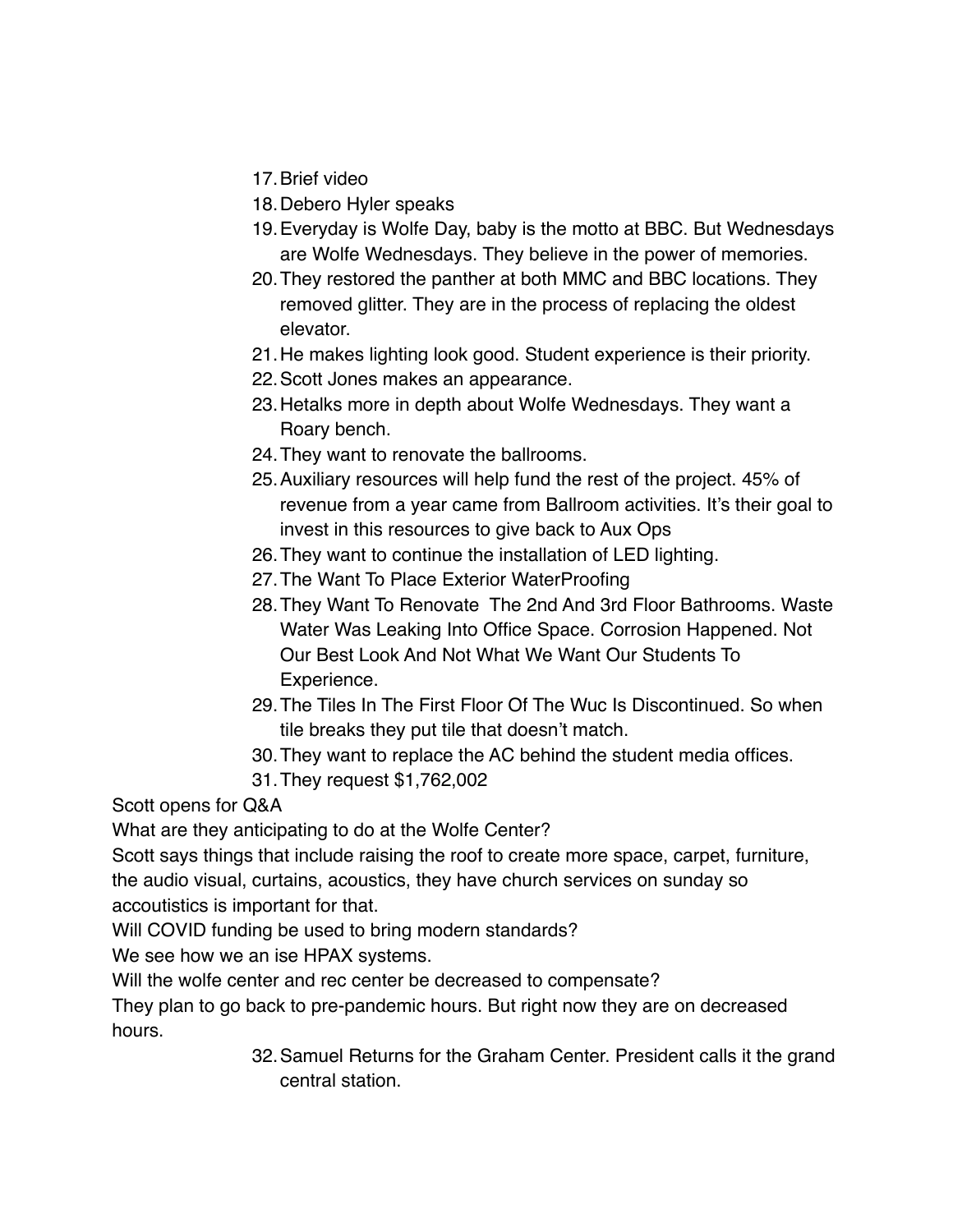17. Brief video
18. Debero Hyler speaks
19. Everyday is Wolfe Day, baby is the motto at BBC. But Wednesdays are Wolfe Wednesdays. They believe in the power of memories.
20. They restored the panther at both MMC and BBC locations. They removed glitter. They are in the process of replacing the oldest elevator.
21. He makes lighting look good. Student experience is their priority.
22. Scott Jones makes an appearance.
23. Hetalks more in depth about Wolfe Wednesdays. They want a Roary bench.
24. They want to renovate the ballrooms.
25. Auxiliary resources will help fund the rest of the project. 45% of revenue from a year came from Ballroom activities. It's their goal to invest in this resources to give back to Aux Ops
26. They want to continue the installation of LED lighting.
27. The Want To Place Exterior WaterProofing
28. They Want To Renovate The 2nd And 3rd Floor Bathrooms. Waste Water Was Leaking Into Office Space. Corrosion Happened. Not Our Best Look And Not What We Want Our Students To Experience.
29. The Tiles In The First Floor Of The Wuc Is Discontinued. So when tile breaks they put tile that doesn't match.
30. They want to replace the AC behind the student media offices.
31. They request $1,762,002

Scott opens for Q&A

What are they anticipating to do at the Wolfe Center?

Scott says things that include raising the roof to create more space, carpet, furniture, the audio visual, curtains, acoustics, they have church services on sunday so accoutistics is important for that.

Will COVID funding be used to bring modern standards?

We see how we an ise HPAX systems.

Will the wolfe center and rec center be decreased to compensate?

They plan to go back to pre-pandemic hours. But right now they are on decreased hours.

32. Samuel Returns for the Graham Center. President calls it the grand central station.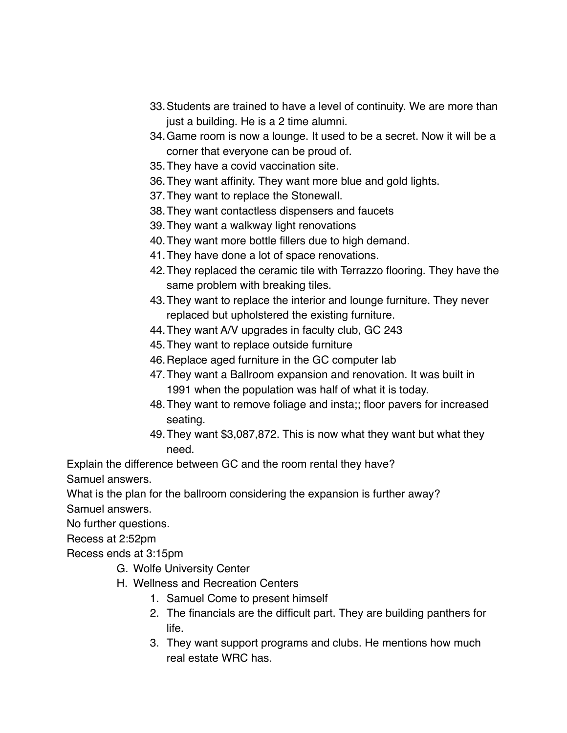33. Students are trained to have a level of continuity. We are more than just a building. He is a 2 time alumni.
34. Game room is now a lounge. It used to be a secret. Now it will be a corner that everyone can be proud of.
35. They have a covid vaccination site.
36. They want affinity. They want more blue and gold lights.
37. They want to replace the Stonewall.
38. They want contactless dispensers and faucets
39. They want a walkway light renovations
40. They want more bottle fillers due to high demand.
41. They have done a lot of space renovations.
42. They replaced the ceramic tile with Terrazzo flooring. They have the same problem with breaking tiles.
43. They want to replace the interior and lounge furniture. They never replaced but upholstered the existing furniture.
44. They want A/V upgrades in faculty club, GC 243
45. They want to replace outside furniture
46. Replace aged furniture in the GC computer lab
47. They want a Ballroom expansion and renovation. It was built in 1991 when the population was half of what it is today.
48. They want to remove foliage and insta;; floor pavers for increased seating.
49. They want $3,087,872. This is now what they want but what they need.

Explain the difference between GC and the room rental they have?

Samuel answers.

What is the plan for the ballroom considering the expansion is further away?

Samuel answers.

No further questions.

Recess at 2:52pm

Recess ends at 3:15pm

G. Wolfe University Center
H. Wellness and Recreation Centers
    1. Samuel Come to present himself
    2. The financials are the difficult part. They are building panthers for life.
    3. They want support programs and clubs. He mentions how much real estate WRC has.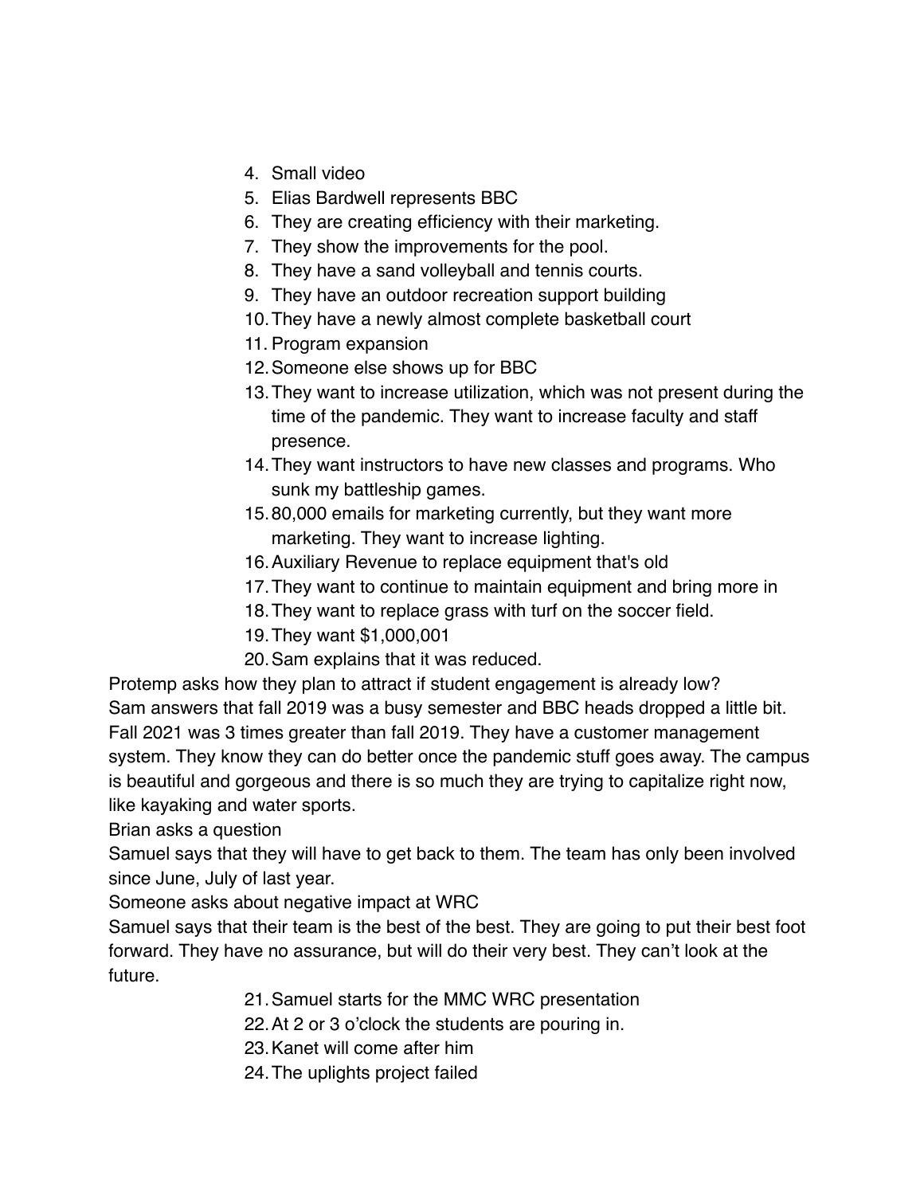4. Small video
5. Elias Bardwell represents BBC
6. They are creating efficiency with their marketing.
7. They show the improvements for the pool.
8. They have a sand volleyball and tennis courts.
9. They have an outdoor recreation support building
10. They have a newly almost complete basketball court
11. Program expansion
12. Someone else shows up for BBC
13. They want to increase utilization, which was not present during the time of the pandemic. They want to increase faculty and staff presence.
14. They want instructors to have new classes and programs. Who sunk my battleship games.
15. 80,000 emails for marketing currently, but they want more marketing. They want to increase lighting.
16. Auxiliary Revenue to replace equipment that's old
17. They want to continue to maintain equipment and bring more in
18. They want to replace grass with turf on the soccer field.
19. They want $1,000,001
20. Sam explains that it was reduced.

Protemp asks how they plan to attract if student engagement is already low?
Sam answers that fall 2019 was a busy semester and BBC heads dropped a little bit. Fall 2021 was 3 times greater than fall 2019. They have a customer management system. They know they can do better once the pandemic stuff goes away. The campus is beautiful and gorgeous and there is so much they are trying to capitalize right now, like kayaking and water sports.
Brian asks a question
Samuel says that they will have to get back to them. The team has only been involved since June, July of last year.
Someone asks about negative impact at WRC
Samuel says that their team is the best of the best. They are going to put their best foot forward. They have no assurance, but will do their very best. They can't look at the future.

21. Samuel starts for the MMC WRC presentation
22. At 2 or 3 o'clock the students are pouring in.
23. Kanet will come after him
24. The uplights project failed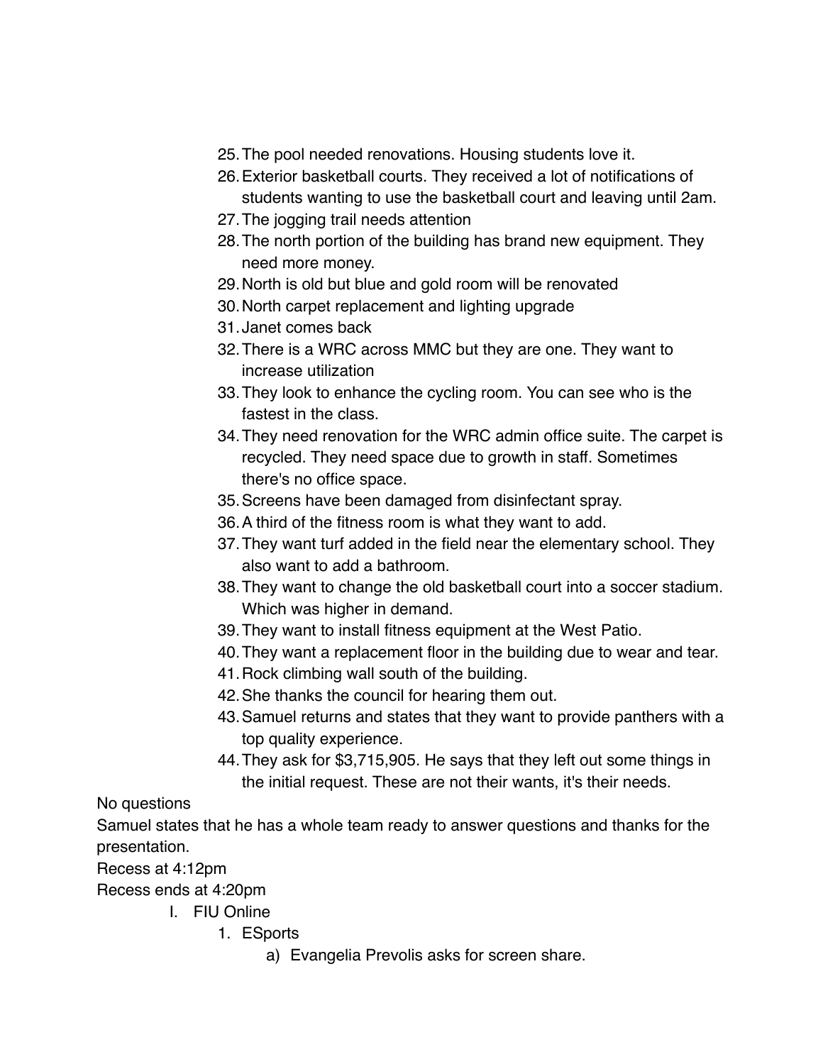25. The pool needed renovations. Housing students love it.
26. Exterior basketball courts. They received a lot of notifications of students wanting to use the basketball court and leaving until 2am.
27. The jogging trail needs attention
28. The north portion of the building has brand new equipment. They need more money.
29. North is old but blue and gold room will be renovated
30. North carpet replacement and lighting upgrade
31. Janet comes back
32. There is a WRC across MMC but they are one. They want to increase utilization
33. They look to enhance the cycling room. You can see who is the fastest in the class.
34. They need renovation for the WRC admin office suite. The carpet is recycled. They need space due to growth in staff. Sometimes there's no office space.
35. Screens have been damaged from disinfectant spray.
36. A third of the fitness room is what they want to add.
37. They want turf added in the field near the elementary school. They also want to add a bathroom.
38. They want to change the old basketball court into a soccer stadium. Which was higher in demand.
39. They want to install fitness equipment at the West Patio.
40. They want a replacement floor in the building due to wear and tear.
41. Rock climbing wall south of the building.
42. She thanks the council for hearing them out.
43. Samuel returns and states that they want to provide panthers with a top quality experience.
44. They ask for $3,715,905. He says that they left out some things in the initial request. These are not their wants, it's their needs.

No questions

Samuel states that he has a whole team ready to answer questions and thanks for the presentation.

Recess at 4:12pm

Recess ends at 4:20pm

I. FIU Online
   1. ESports
      a) Evangelia Prevolis asks for screen share.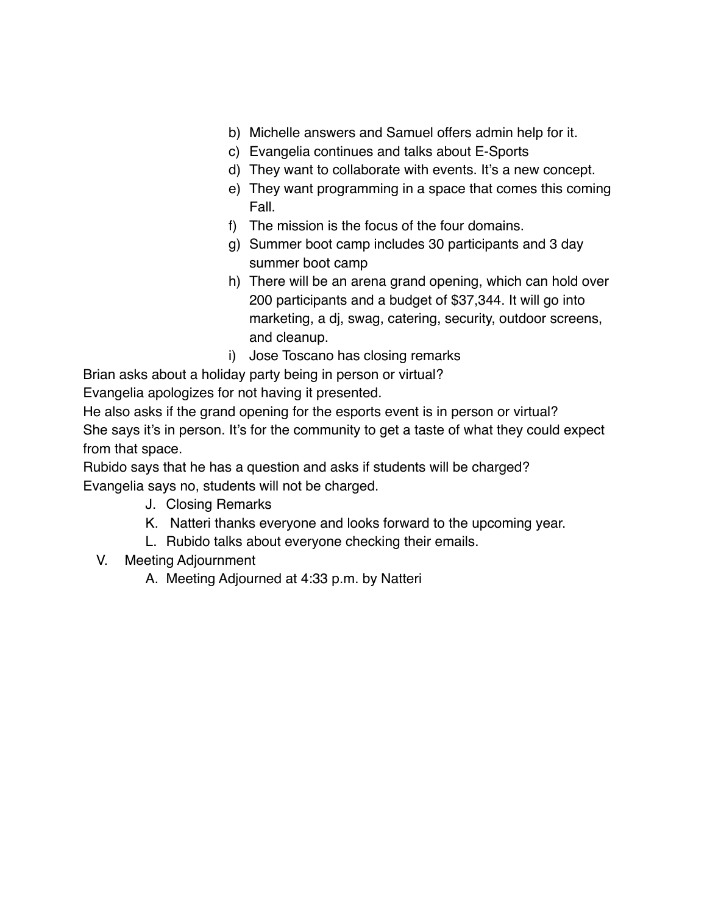b) Michelle answers and Samuel offers admin help for it.
c) Evangelia continues and talks about E-Sports
d) They want to collaborate with events. It's a new concept.
e) They want programming in a space that comes this coming Fall.
f) The mission is the focus of the four domains.
g) Summer boot camp includes 30 participants and 3 day summer boot camp
h) There will be an arena grand opening, which can hold over 200 participants and a budget of $37,344. It will go into marketing, a dj, swag, catering, security, outdoor screens, and cleanup.
i) Jose Toscano has closing remarks

Brian asks about a holiday party being in person or virtual?
Evangelia apologizes for not having it presented.
He also asks if the grand opening for the esports event is in person or virtual?
She says it's in person. It's for the community to get a taste of what they could expect from that space.
Rubido says that he has a question and asks if students will be charged?
Evangelia says no, students will not be charged.

J. Closing Remarks
K. Natteri thanks everyone and looks forward to the upcoming year.
L. Rubido talks about everyone checking their emails.

V. Meeting Adjournment
   A. Meeting Adjourned at 4:33 p.m. by Natteri